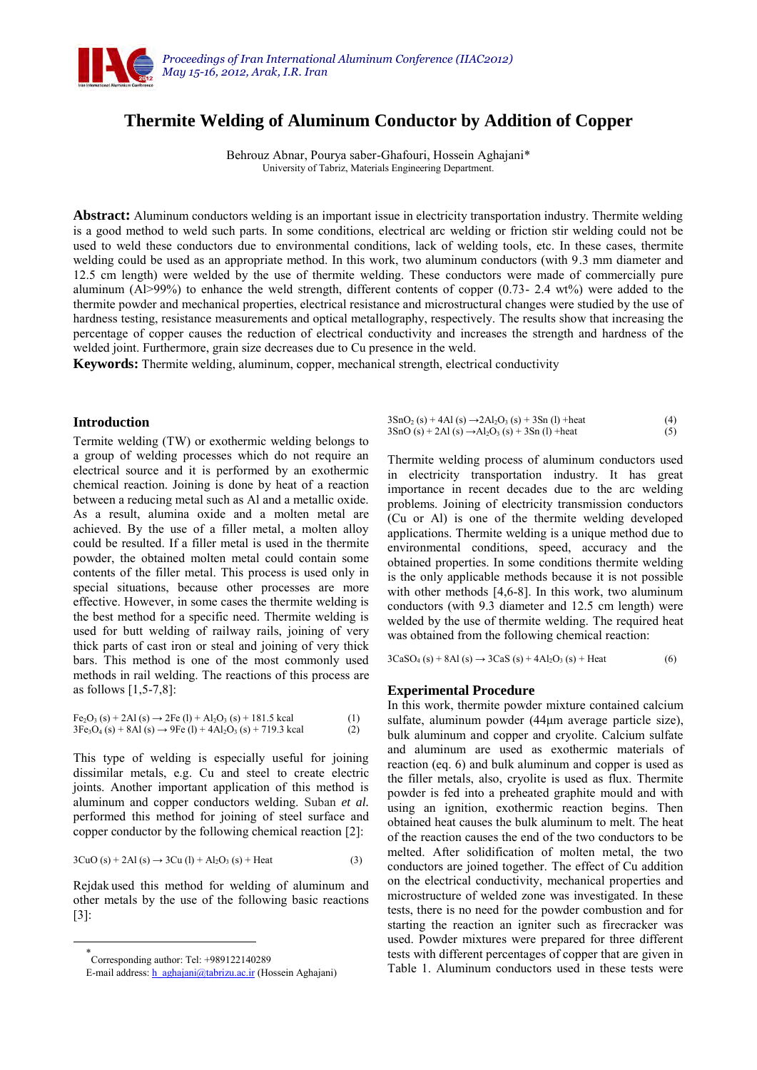# Thermite Welding of Aluminum Conductor by Addition of Copper

Behrouz Abnar, Pourya saber-Ghafouri, Hossein Aghajani*

University of Tabriz, Materials Engineering Department.

**Abstract:** Aluminum conductors welding is an important issue in electricity transportation industry. Thermite welding is a good method to weld such parts. In some conditions, electrical arc welding or friction stir welding could not be used to weld these conductors due to environmental conditions, lack of welding tools, etc. In these cases, thermite welding could be used as an appropriate method. In this work, two aluminum conductors (with 9.3 mm diameter and 12.5 cm length) were welded by the use of thermite welding. These conductors were made of commercially pure aluminum (Al>99%) to enhance the weld strength, different contents of copper (0.73- 2.4 wt%) were added to the thermite powder and mechanical properties, electrical resistance and microstructural changes were studied by the use of hardness testing, resistance measurements and optical metallography, respectively. The results show that increasing the percentage of copper causes the reduction of electrical conductivity and increases the strength and hardness of the welded joint. Furthermore, grain size decreases due to Cu presence in the weld.

**Keywords:** Thermite welding, aluminum, copper, mechanical strength, electrical conductivity

## Introduction

Termite welding (TW) or exothermic welding belongs to a group of welding processes which do not require an electrical source and it is performed by an exothermic chemical reaction. Joining is done by heat of a reaction between a reducing metal such as Al and a metallic oxide. As a result, alumina oxide and a molten metal are achieved. By the use of a filler metal, a molten alloy could be resulted. If a filler metal is used in the thermite powder, the obtained molten metal could contain some contents of the filler metal. This process is used only in special situations, because other processes are more effective. However, in some cases the thermite welding is the best method for a specific need. Thermite welding is used for butt welding of railway rails, joining of very thick parts of cast iron or steal and joining of very thick bars. This method is one of the most commonly used methods in rail welding. The reactions of this process are as follows [1,5-7,8]:

$$Fe_2O_3\,(s) + 2Al\,(s) \rightarrow 2Fe\,(l) + Al_2O_3\,(s) + 181.5\text{ kcal} \quad (1)$$

$$3Fe_3O_4\,(s) + 8Al\,(s) \rightarrow 9Fe\,(l) + 4Al_2O_3\,(s) + 719.3\text{ kcal} \quad (2)$$

This type of welding is especially useful for joining dissimilar metals, e.g. Cu and steel to create electric joints. Another important application of this method is aluminum and copper conductors welding. Suban *et al.* performed this method for joining of steel surface and copper conductor by the following chemical reaction [2]:

$$3CuO\,(s) + 2Al\,(s) \rightarrow 3Cu\,(l) + Al_2O_3\,(s) + \text{Heat} \quad (3)$$

Rejdak used this method for welding of aluminum and other metals by the use of the following basic reactions [3]:

$$3SnO_2\,(s) + 4Al\,(s) \rightarrow 2Al_2O_3\,(s) + 3Sn\,(l) + \text{heat} \quad (4)$$

$$3SnO\,(s) + 2Al\,(s) \rightarrow Al_2O_3\,(s) + 3Sn\,(l) + \text{heat} \quad (5)$$

Thermite welding process of aluminum conductors used in electricity transportation industry. It has great importance in recent decades due to the arc welding problems. Joining of electricity transmission conductors (Cu or Al) is one of the thermite welding developed applications. Thermite welding is a unique method due to environmental conditions, speed, accuracy and the obtained properties. In some conditions thermite welding is the only applicable methods because it is not possible with other methods [4,6-8]. In this work, two aluminum conductors (with 9.3 diameter and 12.5 cm length) were welded by the use of thermite welding. The required heat was obtained from the following chemical reaction:

$$3CaSO_4\,(s) + 8Al\,(s) \rightarrow 3CaS\,(s) + 4Al_2O_3\,(s) + \text{Heat} \quad (6)$$

## Experimental Procedure

In this work, thermite powder mixture contained calcium sulfate, aluminum powder (44μm average particle size), bulk aluminum and copper and cryolite. Calcium sulfate and aluminum are used as exothermic materials of reaction (eq. 6) and bulk aluminum and copper is used as the filler metals, also, cryolite is used as flux. Thermite powder is fed into a preheated graphite mould and with using an ignition, exothermic reaction begins. Then obtained heat causes the bulk aluminum to melt. The heat of the reaction causes the end of the two conductors to be melted. After solidification of molten metal, the two conductors are joined together. The effect of Cu addition on the electrical conductivity, mechanical properties and microstructure of welded zone was investigated. In these tests, there is no need for the powder combustion and for starting the reaction an igniter such as firecracker was used. Powder mixtures were prepared for three different tests with different percentages of copper that are given in Table 1. Aluminum conductors used in these tests were

---

* Corresponding author: Tel: +989122140289
E-mail address: h_aghajani@tabrizu.ac.ir (Hossein Aghajani)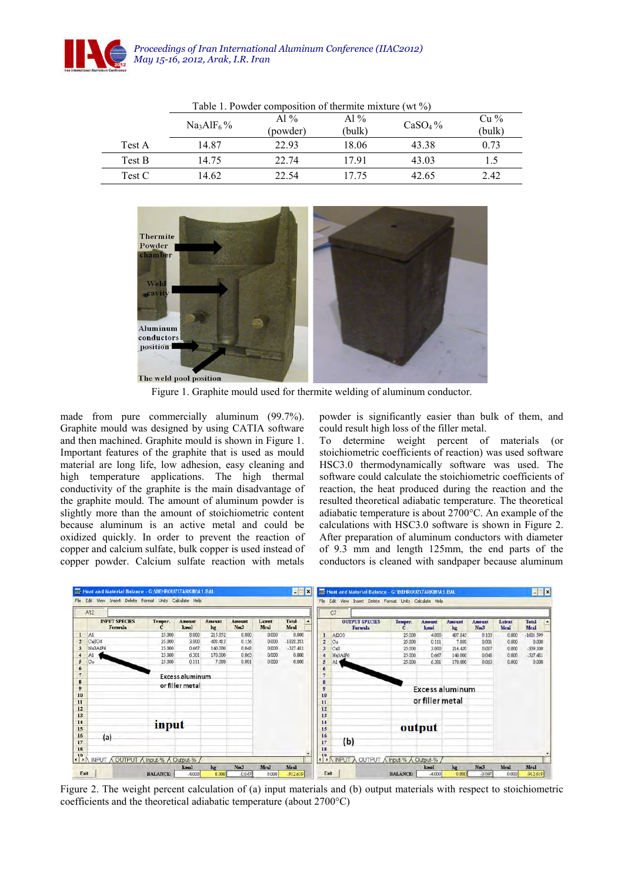Table 1. Powder composition of thermite mixture (wt %)

| | $Na_3AlF_6$ % | Al % (powder) | Al % (bulk) | $CaSO_4$ % | Cu % (bulk) |
|---|---|---|---|---|---|
| Test A | 14.87 | 22.93 | 18.06 | 43.38 | 0.73 |
| Test B | 14.75 | 22.74 | 17.91 | 43.03 | 1.5 |
| Test C | 14.62 | 22.54 | 17.75 | 42.65 | 2.42 |

Figure 1. Graphite mould used for thermite welding of aluminum conductor.

made from pure commercially aluminum (99.7%). Graphite mould was designed by using CATIA software and then machined. Graphite mould is shown in Figure 1. Important features of the graphite that is used as mould material are long life, low adhesion, easy cleaning and high temperature applications. The high thermal conductivity of the graphite is the main disadvantage of the graphite mould. The amount of aluminum powder is slightly more than the amount of stoichiometric content because aluminum is an active metal and could be oxidized quickly. In order to prevent the reaction of copper and calcium sulfate, bulk copper is used instead of copper powder. Calcium sulfate reaction with metals powder is significantly easier than bulk of them, and could result high loss of the filler metal.

To determine weight percent of materials (or stoichiometric coefficients of reaction) was used software HSC3.0 thermodynamically software was used. The software could calculate the stoichiometric coefficients of reaction, the heat produced during the reaction and the resulted theoretical adiabatic temperature. The theoretical adiabatic temperature is about 2700°C. An example of the calculations with HSC3.0 software is shown in Figure 2. After preparation of aluminum conductors with diameter of 9.3 mm and length 125mm, the end parts of the conductors is cleaned with sandpaper because aluminum

Figure 2. The weight percent calculation of (a) input materials and (b) output materials with respect to stoichiometric coefficients and the theoretical adiabatic temperature (about 2700°C)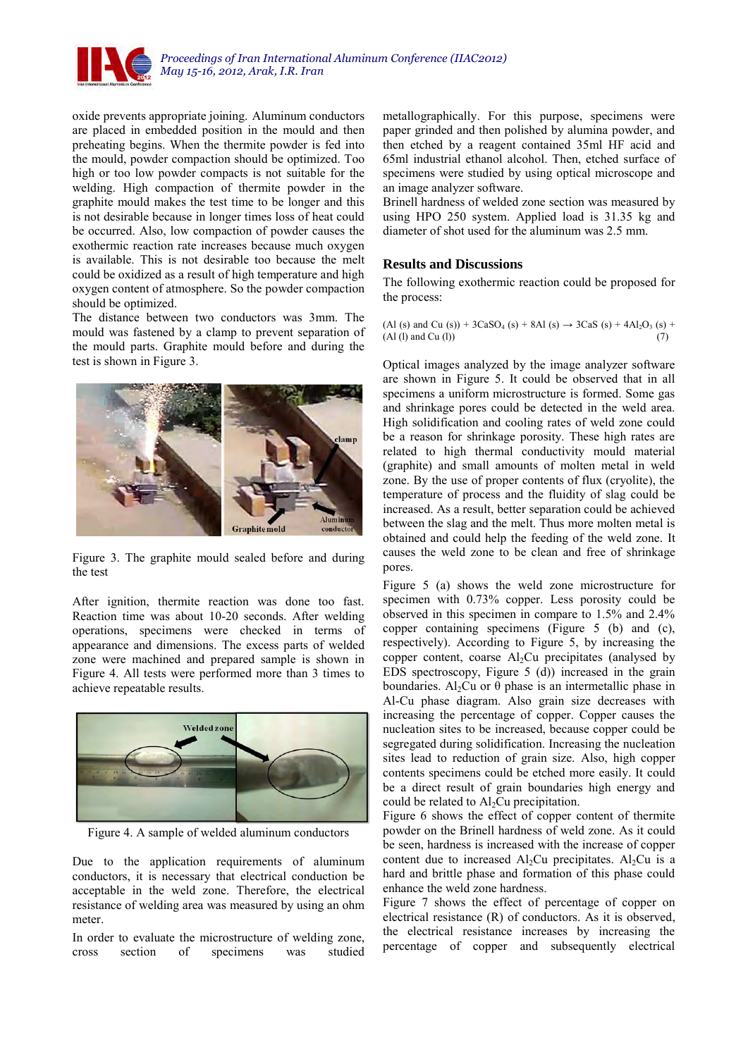oxide prevents appropriate joining. Aluminum conductors are placed in embedded position in the mould and then preheating begins. When the thermite powder is fed into the mould, powder compaction should be optimized. Too high or too low powder compacts is not suitable for the welding. High compaction of thermite powder in the graphite mould makes the test time to be longer and this is not desirable because in longer times loss of heat could be occurred. Also, low compaction of powder causes the exothermic reaction rate increases because much oxygen is available. This is not desirable too because the melt could be oxidized as a result of high temperature and high oxygen content of atmosphere. So the powder compaction should be optimized.

The distance between two conductors was 3mm. The mould was fastened by a clamp to prevent separation of the mould parts. Graphite mould before and during the test is shown in Figure 3.

Figure 3. The graphite mould sealed before and during the test

After ignition, thermite reaction was done too fast. Reaction time was about 10-20 seconds. After welding operations, specimens were checked in terms of appearance and dimensions. The excess parts of welded zone were machined and prepared sample is shown in Figure 4. All tests were performed more than 3 times to achieve repeatable results.

Figure 4. A sample of welded aluminum conductors

Due to the application requirements of aluminum conductors, it is necessary that electrical conduction be acceptable in the weld zone. Therefore, the electrical resistance of welding area was measured by using an ohm meter.

In order to evaluate the microstructure of welding zone, cross section of specimens was studied metallographically. For this purpose, specimens were paper grinded and then polished by alumina powder, and then etched by a reagent contained 35ml HF acid and 65ml industrial ethanol alcohol. Then, etched surface of specimens were studied by using optical microscope and an image analyzer software.

Brinell hardness of welded zone section was measured by using HPO 250 system. Applied load is 31.35 kg and diameter of shot used for the aluminum was 2.5 mm.

## Results and Discussions

The following exothermic reaction could be proposed for the process:

$$\text{(Al (s) and Cu (s))} + 3CaSO_4\text{ (s)} + 8Al\text{ (s)} \rightarrow 3CaS\text{ (s)} + 4Al_2O_3\text{ (s)} + \text{(Al (l) and Cu (l))} \quad (7)$$

Optical images analyzed by the image analyzer software are shown in Figure 5. It could be observed that in all specimens a uniform microstructure is formed. Some gas and shrinkage pores could be detected in the weld area. High solidification and cooling rates of weld zone could be a reason for shrinkage porosity. These high rates are related to high thermal conductivity mould material (graphite) and small amounts of molten metal in weld zone. By the use of proper contents of flux (cryolite), the temperature of process and the fluidity of slag could be increased. As a result, better separation could be achieved between the slag and the melt. Thus more molten metal is obtained and could help the feeding of the weld zone. It causes the weld zone to be clean and free of shrinkage pores.

Figure 5 (a) shows the weld zone microstructure for specimen with 0.73% copper. Less porosity could be observed in this specimen in compare to 1.5% and 2.4% copper containing specimens (Figure 5 (b) and (c), respectively). According to Figure 5, by increasing the copper content, coarse $Al_2Cu$ precipitates (analysed by EDS spectroscopy, Figure 5 (d)) increased in the grain boundaries. $Al_2Cu$ or θ phase is an intermetallic phase in Al-Cu phase diagram. Also grain size decreases with increasing the percentage of copper. Copper causes the nucleation sites to be increased, because copper could be segregated during solidification. Increasing the nucleation sites lead to reduction of grain size. Also, high copper contents specimens could be etched more easily. It could be a direct result of grain boundaries high energy and could be related to $Al_2Cu$ precipitation.

Figure 6 shows the effect of copper content of thermite powder on the Brinell hardness of weld zone. As it could be seen, hardness is increased with the increase of copper content due to increased $Al_2Cu$ precipitates. $Al_2Cu$ is a hard and brittle phase and formation of this phase could enhance the weld zone hardness.

Figure 7 shows the effect of percentage of copper on electrical resistance (R) of conductors. As it is observed, the electrical resistance increases by increasing the percentage of copper and subsequently electrical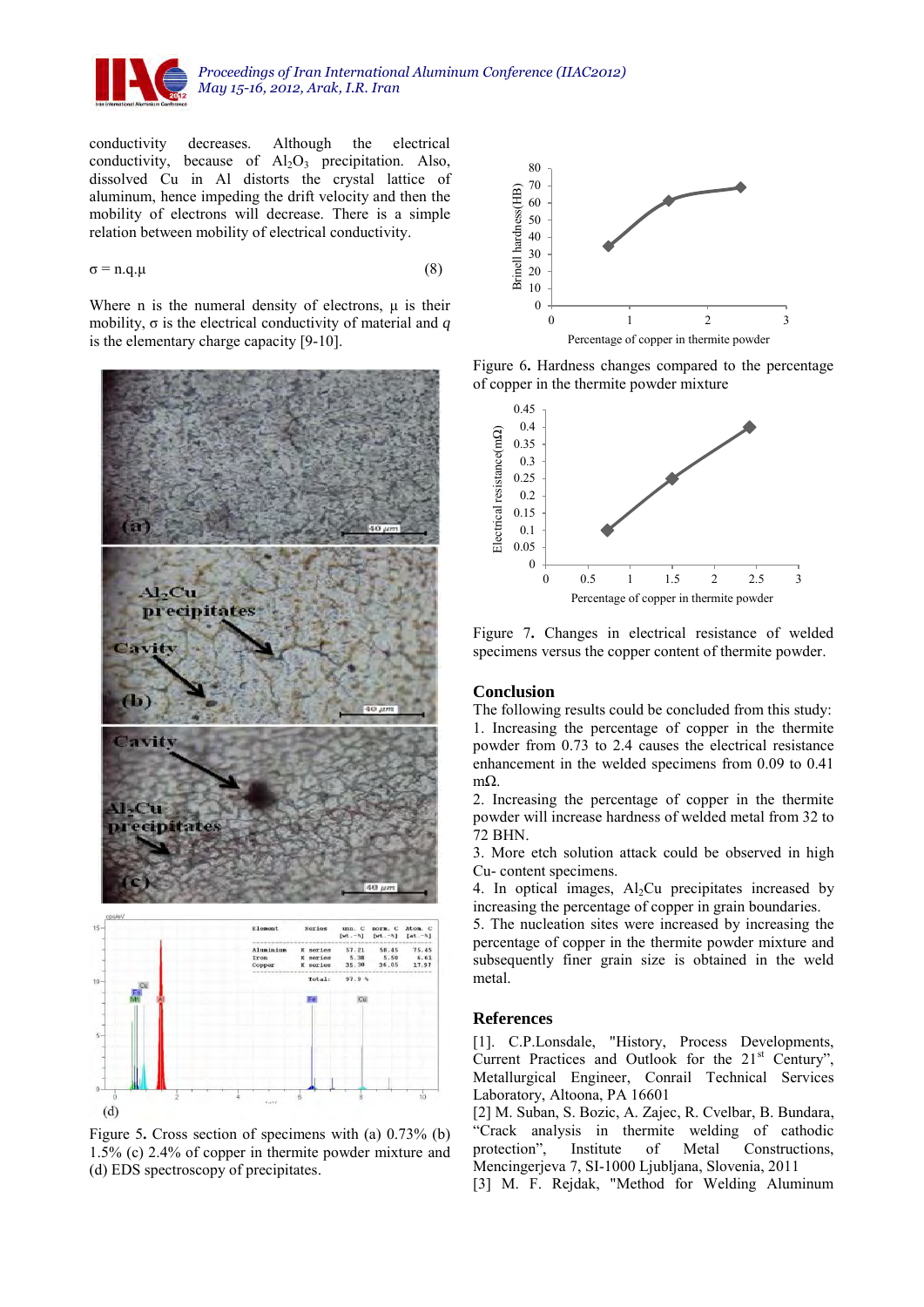conductivity decreases. Although the electrical conductivity, because of $Al_2O_3$ precipitation. Also, dissolved Cu in Al distorts the crystal lattice of aluminum, hence impeding the drift velocity and then the mobility of electrons will decrease. There is a simple relation between mobility of electrical conductivity.

$$\sigma = n.q.\mu \quad (8)$$

Where n is the numeral density of electrons, μ is their mobility, σ is the electrical conductivity of material and *q* is the elementary charge capacity [9-10].

Figure 5. Cross section of specimens with (a) 0.73% (b) 1.5% (c) 2.4% of copper in thermite powder mixture and (d) EDS spectroscopy of precipitates.

Figure 6. Hardness changes compared to the percentage of copper in the thermite powder mixture

Figure 7. Changes in electrical resistance of welded specimens versus the copper content of thermite powder.

## Conclusion

The following results could be concluded from this study:

1. Increasing the percentage of copper in the thermite powder from 0.73 to 2.4 causes the electrical resistance enhancement in the welded specimens from 0.09 to 0.41 mΩ.
2. Increasing the percentage of copper in the thermite powder will increase hardness of welded metal from 32 to 72 BHN.
3. More etch solution attack could be observed in high Cu- content specimens.
4. In optical images, $Al_2Cu$ precipitates increased by increasing the percentage of copper in grain boundaries.
5. The nucleation sites were increased by increasing the percentage of copper in the thermite powder mixture and subsequently finer grain size is obtained in the weld metal.

## References

[1]. C.P.Lonsdale, "History, Process Developments, Current Practices and Outlook for the 21st Century", Metallurgical Engineer, Conrail Technical Services Laboratory, Altoona, PA 16601

[2] M. Suban, S. Bozic, A. Zajec, R. Cvelbar, B. Bundara, "Crack analysis in thermite welding of cathodic protection", Institute of Metal Constructions, Mencingerjeva 7, SI-1000 Ljubljana, Slovenia, 2011

[3] M. F. Rejdak, "Method for Welding Aluminum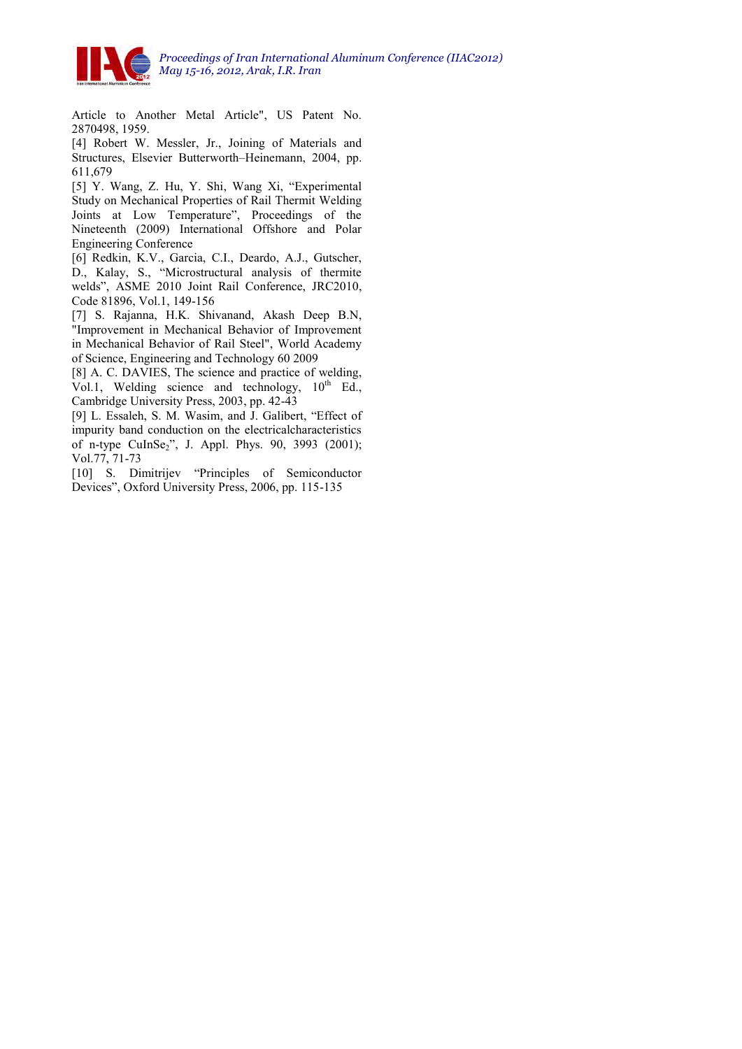Article to Another Metal Article", US Patent No. 2870498, 1959.

[4] Robert W. Messler, Jr., Joining of Materials and Structures, Elsevier Butterworth–Heinemann, 2004, pp. 611,679

[5] Y. Wang, Z. Hu, Y. Shi, Wang Xi, "Experimental Study on Mechanical Properties of Rail Thermit Welding Joints at Low Temperature", Proceedings of the Nineteenth (2009) International Offshore and Polar Engineering Conference

[6] Redkin, K.V., Garcia, C.I., Deardo, A.J., Gutscher, D., Kalay, S., "Microstructural analysis of thermite welds", ASME 2010 Joint Rail Conference, JRC2010, Code 81896, Vol.1, 149-156

[7] S. Rajanna, H.K. Shivanand, Akash Deep B.N, "Improvement in Mechanical Behavior of Improvement in Mechanical Behavior of Rail Steel", World Academy of Science, Engineering and Technology 60 2009

[8] A. C. DAVIES, The science and practice of welding, Vol.1, Welding science and technology, 10th Ed., Cambridge University Press, 2003, pp. 42-43

[9] L. Essaleh, S. M. Wasim, and J. Galibert, "Effect of impurity band conduction on the electricalcharacteristics of n-type $CuInSe_2$", J. Appl. Phys. 90, 3993 (2001); Vol.77, 71-73

[10] S. Dimitrijev "Principles of Semiconductor Devices", Oxford University Press, 2006, pp. 115-135